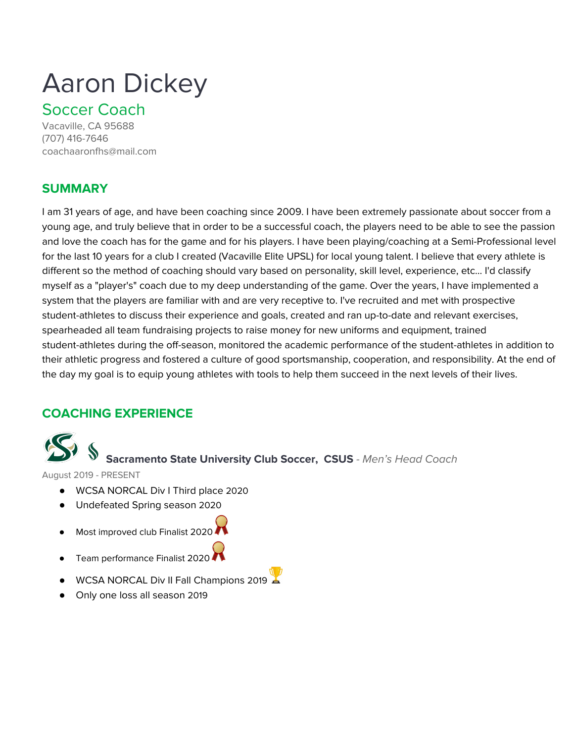# Aaron Dickey

## Soccer Coach

Vacaville, CA 95688
(707) 416-7646
coachaaronfhs@mail.com

## SUMMARY

I am 31 years of age, and have been coaching since 2009. I have been extremely passionate about soccer from a young age, and truly believe that in order to be a successful coach, the players need to be able to see the passion and love the coach has for the game and for his players. I have been playing/coaching at a Semi-Professional level for the last 10 years for a club I created (Vacaville Elite UPSL) for local young talent. I believe that every athlete is different so the method of coaching should vary based on personality, skill level, experience, etc... I'd classify myself as a "player's" coach due to my deep understanding of the game. Over the years, I have implemented a system that the players are familiar with and are very receptive to. I've recruited and met with prospective student-athletes to discuss their experience and goals, created and ran up-to-date and relevant exercises, spearheaded all team fundraising projects to raise money for new uniforms and equipment, trained student-athletes during the off-season, monitored the academic performance of the student-athletes in addition to their athletic progress and fostered a culture of good sportsmanship, cooperation, and responsibility. At the end of the day my goal is to equip young athletes with tools to help them succeed in the next levels of their lives.

## COACHING EXPERIENCE

**Sacramento State University Club Soccer, CSUS** - *Men's Head Coach*

August 2019 - PRESENT

- WCSA NORCAL Div I Third place 2020
- Undefeated Spring season 2020
- Most improved club Finalist 2020
- Team performance Finalist 2020
- WCSA NORCAL Div II Fall Champions 2019
- Only one loss all season 2019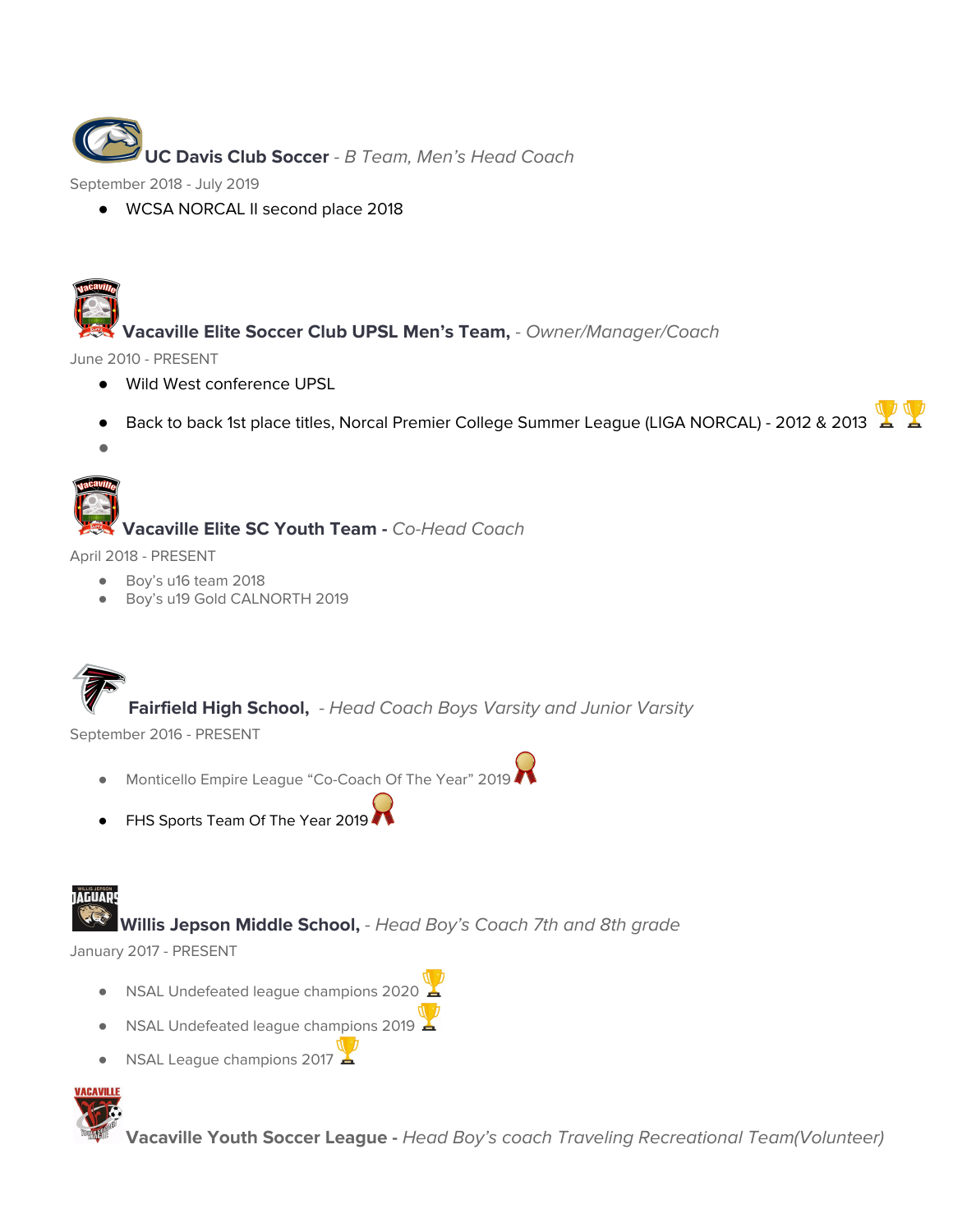**UC Davis Club Soccer** - *B Team, Men's Head Coach*

September 2018 - July 2019

- WCSA NORCAL II second place 2018

**Vacaville Elite Soccer Club UPSL Men's Team,** - *Owner/Manager/Coach*

June 2010 - PRESENT

- Wild West conference UPSL
- Back to back 1st place titles, Norcal Premier College Summer League (LIGA NORCAL) - 2012 & 2013 🏆🏆
-

**Vacaville Elite SC Youth Team** - *Co-Head Coach*

April 2018 - PRESENT

- Boy's u16 team 2018
- Boy's u19 Gold CALNORTH 2019

**Fairfield High School,** - *Head Coach Boys Varsity and Junior Varsity*

September 2016 - PRESENT

- Monticello Empire League "Co-Coach Of The Year" 2019 🎖️
- FHS Sports Team Of The Year 2019 🎖️

**Willis Jepson Middle School,** - *Head Boy's Coach 7th and 8th grade*

January 2017 - PRESENT

- NSAL Undefeated league champions 2020 🏆
- NSAL Undefeated league champions 2019 🏆
- NSAL League champions 2017 🏆

**Vacaville Youth Soccer League** - *Head Boy's coach Traveling Recreational Team(Volunteer)*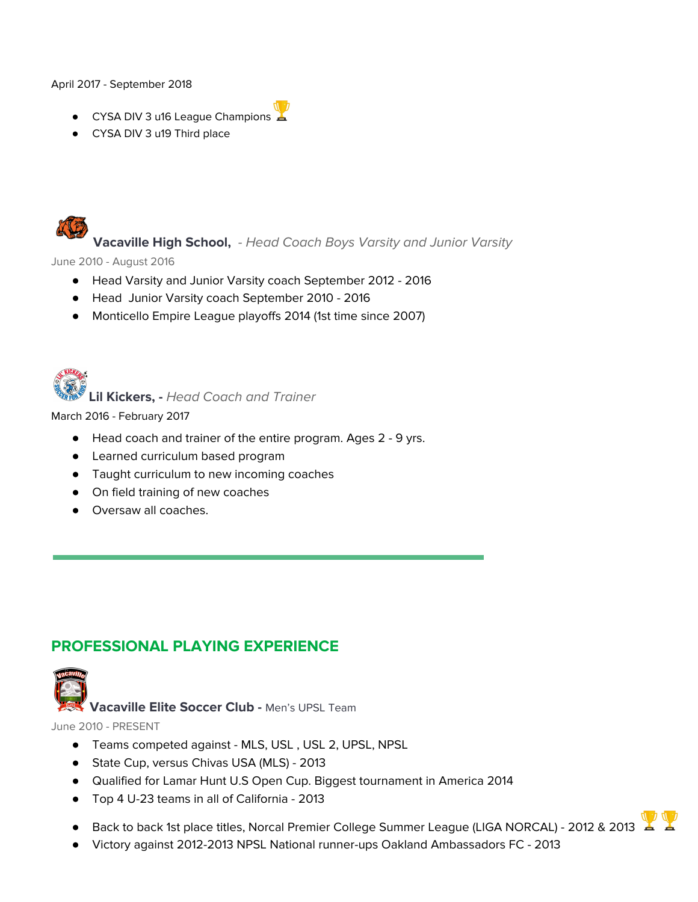April 2017 - September 2018

- CYSA DIV 3 u16 League Champions 🏆
- CYSA DIV 3 u19 Third place

**Vacaville High School,** *- Head Coach Boys Varsity and Junior Varsity*

June 2010 - August 2016

- Head Varsity and Junior Varsity coach September 2012 - 2016
- Head  Junior Varsity coach September 2010 - 2016
- Monticello Empire League playoffs 2014 (1st time since 2007)

**Lil Kickers, -** *Head Coach and Trainer*

March 2016 - February 2017

- Head coach and trainer of the entire program. Ages 2 - 9 yrs.
- Learned curriculum based program
- Taught curriculum to new incoming coaches
- On field training of new coaches
- Oversaw all coaches.

---

## PROFESSIONAL PLAYING EXPERIENCE

**Vacaville Elite Soccer Club -** Men's UPSL Team

June 2010 - PRESENT

- Teams competed against - MLS, USL , USL 2, UPSL, NPSL
- State Cup, versus Chivas USA (MLS) - 2013
- Qualified for Lamar Hunt U.S Open Cup. Biggest tournament in America 2014
- Top 4 U-23 teams in all of California - 2013
- Back to back 1st place titles, Norcal Premier College Summer League (LIGA NORCAL) - 2012 & 2013 🏆🏆
- Victory against 2012-2013 NPSL National runner-ups Oakland Ambassadors FC - 2013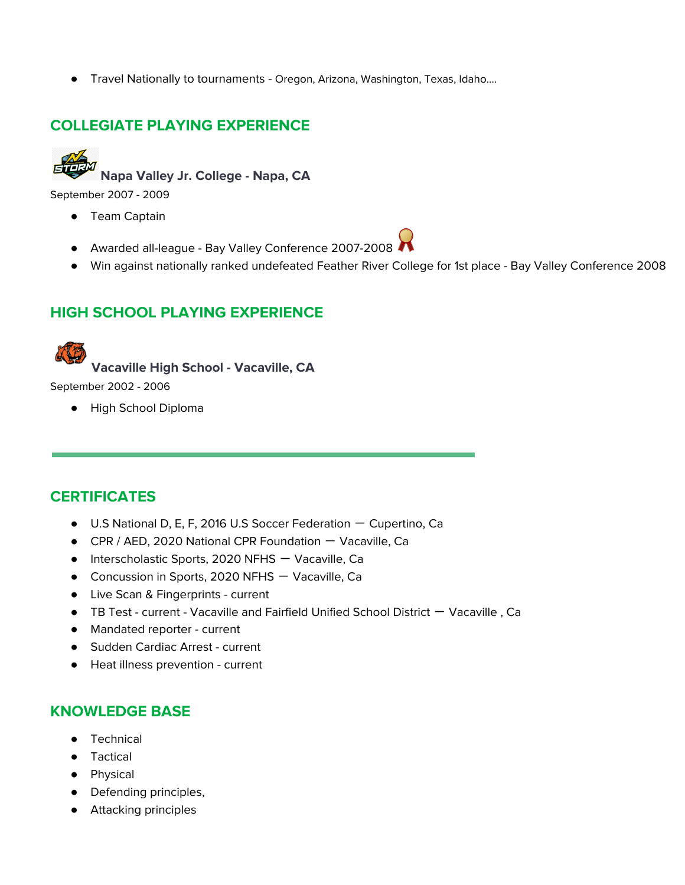- Travel Nationally to tournaments - Oregon, Arizona, Washington, Texas, Idaho….

## COLLEGIATE PLAYING EXPERIENCE

**Napa Valley Jr. College - Napa, CA**

September 2007 - 2009

- Team Captain
- Awarded all-league - Bay Valley Conference 2007-2008
- Win against nationally ranked undefeated Feather River College for 1st place - Bay Valley Conference 2008

## HIGH SCHOOL PLAYING EXPERIENCE

**Vacaville High School - Vacaville, CA**

September 2002 - 2006

- High School Diploma

---

## CERTIFICATES

- U.S National D, E, F, 2016 U.S Soccer Federation — Cupertino, Ca
- CPR / AED, 2020 National CPR Foundation — Vacaville, Ca
- Interscholastic Sports, 2020 NFHS — Vacaville, Ca
- Concussion in Sports, 2020 NFHS — Vacaville, Ca
- Live Scan & Fingerprints - current
- TB Test - current - Vacaville and Fairfield Unified School District — Vacaville , Ca
- Mandated reporter - current
- Sudden Cardiac Arrest - current
- Heat illness prevention - current

## KNOWLEDGE BASE

- Technical
- Tactical
- Physical
- Defending principles,
- Attacking principles